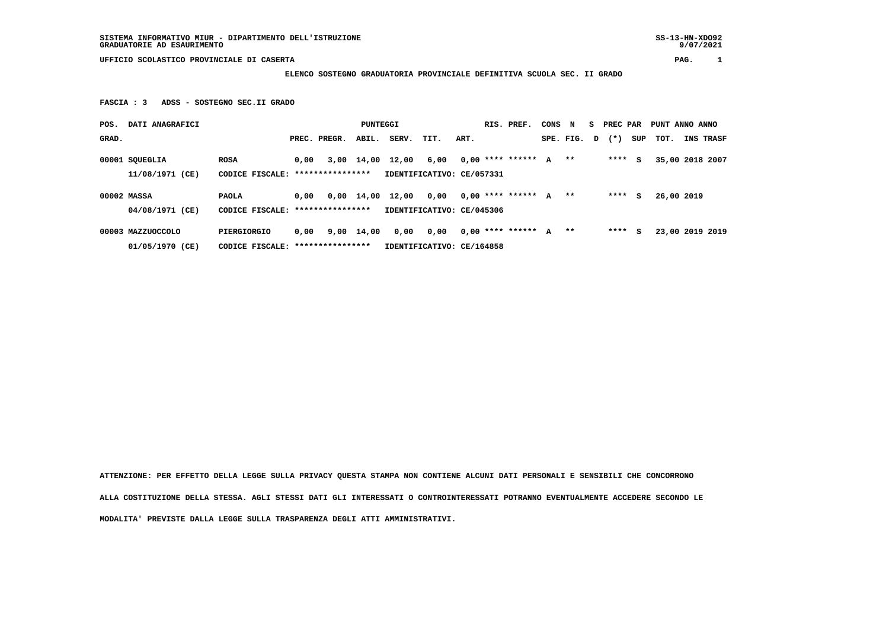SISTEMA INFORMATIVO MIUR - DIPARTIMENTO DELL'ISTRUZIONE
GRADUATORIE AD ESAURIMENTO

UFFICIO SCOLASTICO PROVINCIALE DI CASERTA

**ELENCO SOSTEGNO GRADUATORIA PROVINCIALE DEFINITIVA SCUOLA SEC. II GRADO**

**FASCIA : 3 ADSS - SOSTEGNO SEC.II GRADO**

| POS. GRAD. | DATI ANAGRAFICI | | PREC. | PREGR. | ABIL. | SERV. | TIT. | ART. | RIS. | PREF. | CONS SPE. | N FIG. | S D | PREC PAR (*) | SUP | PUNT TOT. | ANNO INS | ANNO TRASF |
|---|---|---|---|---|---|---|---|---|---|---|---|---|---|---|---|---|---|---|
| 00001 | SQUEGLIA | ROSA | 0,00 | 3,00 | 14,00 | 12,00 | 6,00 | 0,00 | **** | ****** | A | ** | | **** | S | 35,00 | 2018 | 2007 |
| | 11/08/1971 (CE) | CODICE FISCALE: **************** | | | | IDENTIFICATIVO: CE/057331 | | | | | | | | | | | | |
| 00002 | MASSA | PAOLA | 0,00 | 0,00 | 14,00 | 12,00 | 0,00 | 0,00 | **** | ****** | A | ** | | **** | S | 26,00 | 2019 | |
| | 04/08/1971 (CE) | CODICE FISCALE: **************** | | | | IDENTIFICATIVO: CE/045306 | | | | | | | | | | | | |
| 00003 | MAZZUOCCOLO | PIERGIORGIO | 0,00 | 9,00 | 14,00 | 0,00 | 0,00 | 0,00 | **** | ****** | A | ** | | **** | S | 23,00 | 2019 | 2019 |
| | 01/05/1970 (CE) | CODICE FISCALE: **************** | | | | IDENTIFICATIVO: CE/164858 | | | | | | | | | | | | |

**ATTENZIONE: PER EFFETTO DELLA LEGGE SULLA PRIVACY QUESTA STAMPA NON CONTIENE ALCUNI DATI PERSONALI E SENSIBILI CHE CONCORRONO ALLA COSTITUZIONE DELLA STESSA. AGLI STESSI DATI GLI INTERESSATI O CONTROINTERESSATI POTRANNO EVENTUALMENTE ACCEDERE SECONDO LE MODALITA' PREVISTE DALLA LEGGE SULLA TRASPARENZA DEGLI ATTI AMMINISTRATIVI.**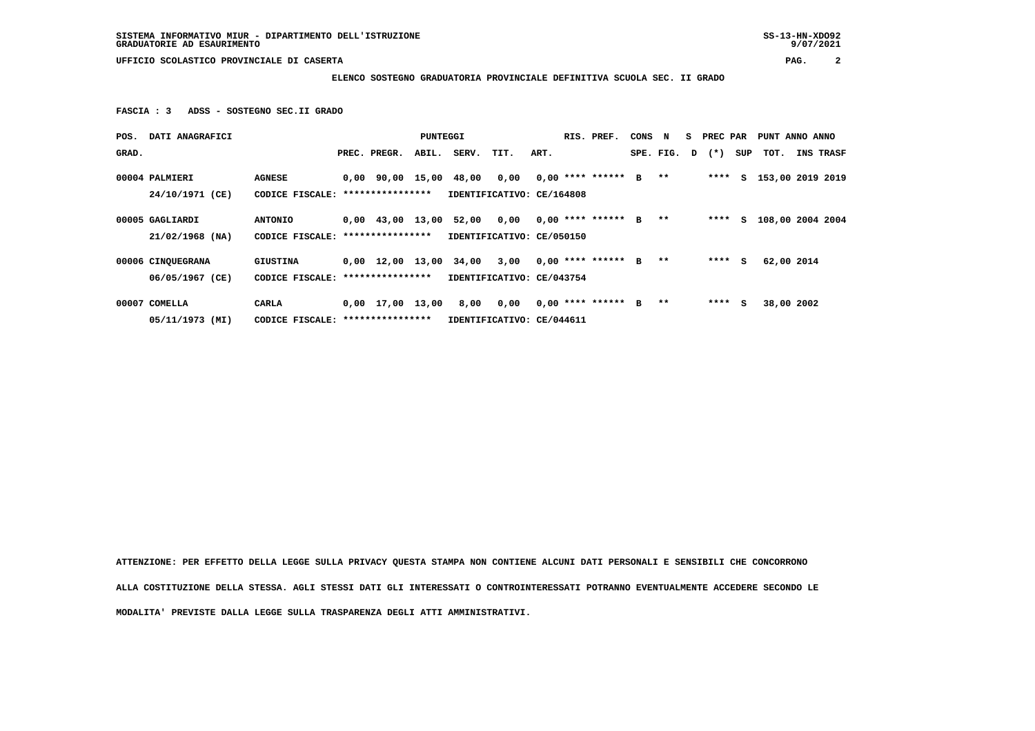UFFICIO SCOLASTICO PROVINCIALE DI CASERTA

**ELENCO SOSTEGNO GRADUATORIA PROVINCIALE DEFINITIVA SCUOLA SEC. II GRADO**

**FASCIA : 3 ADSS - SOSTEGNO SEC.II GRADO**

| POS. GRAD. | DATI ANAGRAFICI | | PREC. | PREGR. | ABIL. | SERV. | TIT. | ART. | RIS. PREF. | CONS SPE. | N FIG. | S D | PREC PAR (*) | SUP | PUNT TOT. | ANNO INS | ANNO TRASF |
|---|---|---|---|---|---|---|---|---|---|---|---|---|---|---|---|---|---|
| 00004 | PALMIERI | AGNESE | 0,00 | 90,00 | 15,00 | 48,00 | 0,00 | 0,00 | **** ****** | B | ** | | **** | S | 153,00 | 2019 | 2019 |
| | 24/10/1971 (CE) | CODICE FISCALE: **************** | IDENTIFICATIVO: CE/164808 | | | | | | | | | | | | | | |
| 00005 | GAGLIARDI | ANTONIO | 0,00 | 43,00 | 13,00 | 52,00 | 0,00 | 0,00 | **** ****** | B | ** | | **** | S | 108,00 | 2004 | 2004 |
| | 21/02/1968 (NA) | CODICE FISCALE: **************** | IDENTIFICATIVO: CE/050150 | | | | | | | | | | | | | | |
| 00006 | CINQUEGRANA | GIUSTINA | 0,00 | 12,00 | 13,00 | 34,00 | 3,00 | 0,00 | **** ****** | B | ** | | **** | S | 62,00 | 2014 | |
| | 06/05/1967 (CE) | CODICE FISCALE: **************** | IDENTIFICATIVO: CE/043754 | | | | | | | | | | | | | | |
| 00007 | COMELLA | CARLA | 0,00 | 17,00 | 13,00 | 8,00 | 0,00 | 0,00 | **** ****** | B | ** | | **** | S | 38,00 | 2002 | |
| | 05/11/1973 (MI) | CODICE FISCALE: **************** | IDENTIFICATIVO: CE/044611 | | | | | | | | | | | | | | |

**ATTENZIONE: PER EFFETTO DELLA LEGGE SULLA PRIVACY QUESTA STAMPA NON CONTIENE ALCUNI DATI PERSONALI E SENSIBILI CHE CONCORRONO ALLA COSTITUZIONE DELLA STESSA. AGLI STESSI DATI GLI INTERESSATI O CONTROINTERESSATI POTRANNO EVENTUALMENTE ACCEDERE SECONDO LE MODALITA' PREVISTE DALLA LEGGE SULLA TRASPARENZA DEGLI ATTI AMMINISTRATIVI.**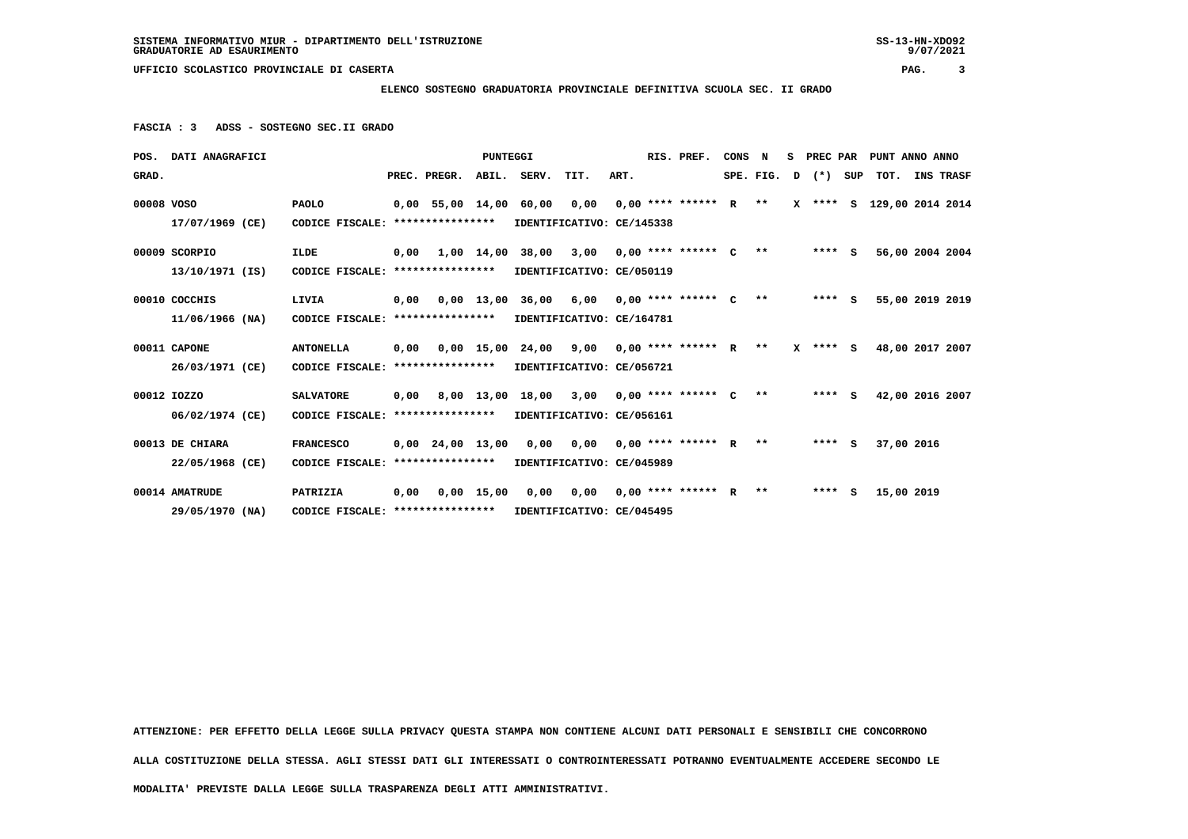**SISTEMA INFORMATIVO MIUR - DIPARTIMENTO DELL'ISTRUZIONE**
**GRADUATORIE AD ESAURIMENTO**

**UFFICIO SCOLASTICO PROVINCIALE DI CASERTA**

**ELENCO SOSTEGNO GRADUATORIA PROVINCIALE DEFINITIVA SCUOLA SEC. II GRADO**

**FASCIA : 3 ADSS - SOSTEGNO SEC.II GRADO**

| POS. GRAD. | DATI ANAGRAFICI | | PREC. | PREGR. | ABIL. | SERV. | TIT. | ART. | RIS. PREF. | CONS SPE. | N FIG. | S D | PREC (*) | PAR SUP | PUNT TOT. | ANNO INS | ANNO TRASF |
|---|---|---|---|---|---|---|---|---|---|---|---|---|---|---|---|---|---|
| 00008 | VOSO | PAOLO | 0,00 | 55,00 | 14,00 | 60,00 | 0,00 | 0,00 | **** ****** | R | ** | X | **** | S | 129,00 | 2014 | 2014 |
| | 17/07/1969 (CE) | CODICE FISCALE: **************** | IDENTIFICATIVO: CE/145338 | | | | | | | | | | | | | | |
| 00009 | SCORPIO | ILDE | 0,00 | 1,00 | 14,00 | 38,00 | 3,00 | 0,00 | **** ****** | C | ** | | **** | S | 56,00 | 2004 | 2004 |
| | 13/10/1971 (IS) | CODICE FISCALE: **************** | IDENTIFICATIVO: CE/050119 | | | | | | | | | | | | | | |
| 00010 | COCCHIS | LIVIA | 0,00 | 0,00 | 13,00 | 36,00 | 6,00 | 0,00 | **** ****** | C | ** | | **** | S | 55,00 | 2019 | 2019 |
| | 11/06/1966 (NA) | CODICE FISCALE: **************** | IDENTIFICATIVO: CE/164781 | | | | | | | | | | | | | | |
| 00011 | CAPONE | ANTONELLA | 0,00 | 0,00 | 15,00 | 24,00 | 9,00 | 0,00 | **** ****** | R | ** | X | **** | S | 48,00 | 2017 | 2007 |
| | 26/03/1971 (CE) | CODICE FISCALE: **************** | IDENTIFICATIVO: CE/056721 | | | | | | | | | | | | | | |
| 00012 | IOZZO | SALVATORE | 0,00 | 8,00 | 13,00 | 18,00 | 3,00 | 0,00 | **** ****** | C | ** | | **** | S | 42,00 | 2016 | 2007 |
| | 06/02/1974 (CE) | CODICE FISCALE: **************** | IDENTIFICATIVO: CE/056161 | | | | | | | | | | | | | | |
| 00013 | DE CHIARA | FRANCESCO | 0,00 | 24,00 | 13,00 | 0,00 | 0,00 | 0,00 | **** ****** | R | ** | | **** | S | 37,00 | 2016 | |
| | 22/05/1968 (CE) | CODICE FISCALE: **************** | IDENTIFICATIVO: CE/045989 | | | | | | | | | | | | | | |
| 00014 | AMATRUDE | PATRIZIA | 0,00 | 0,00 | 15,00 | 0,00 | 0,00 | 0,00 | **** ****** | R | ** | | **** | S | 15,00 | 2019 | |
| | 29/05/1970 (NA) | CODICE FISCALE: **************** | IDENTIFICATIVO: CE/045495 | | | | | | | | | | | | | | |

**ATTENZIONE: PER EFFETTO DELLA LEGGE SULLA PRIVACY QUESTA STAMPA NON CONTIENE ALCUNI DATI PERSONALI E SENSIBILI CHE CONCORRONO ALLA COSTITUZIONE DELLA STESSA. AGLI STESSI DATI GLI INTERESSATI O CONTROINTERESSATI POTRANNO EVENTUALMENTE ACCEDERE SECONDO LE MODALITA' PREVISTE DALLA LEGGE SULLA TRASPARENZA DEGLI ATTI AMMINISTRATIVI.**